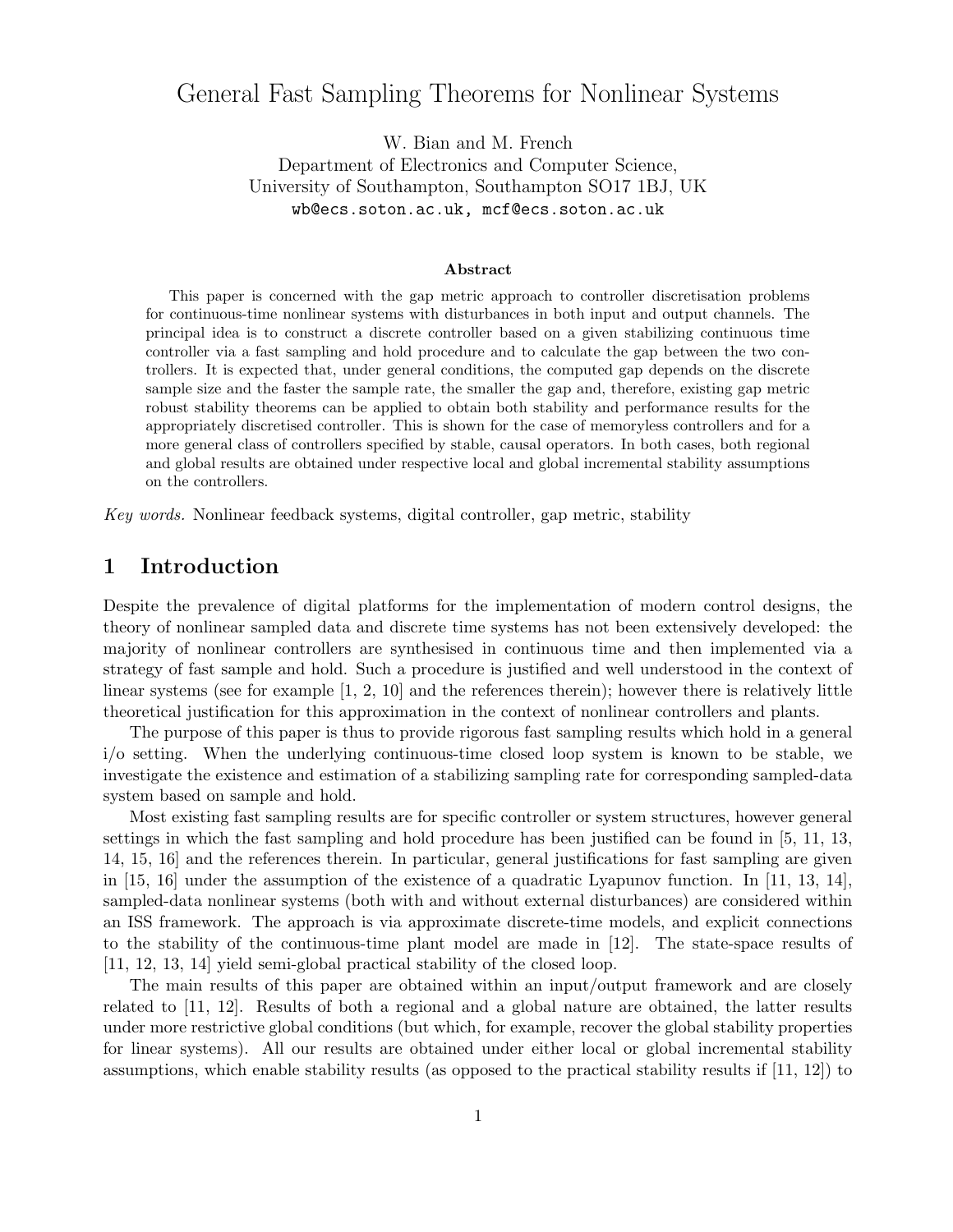# General Fast Sampling Theorems for Nonlinear Systems

W. Bian and M. French
Department of Electronics and Computer Science,
University of Southampton, Southampton SO17 1BJ, UK
wb@ecs.soton.ac.uk, mcf@ecs.soton.ac.uk

### Abstract

This paper is concerned with the gap metric approach to controller discretisation problems for continuous-time nonlinear systems with disturbances in both input and output channels. The principal idea is to construct a discrete controller based on a given stabilizing continuous time controller via a fast sampling and hold procedure and to calculate the gap between the two controllers. It is expected that, under general conditions, the computed gap depends on the discrete sample size and the faster the sample rate, the smaller the gap and, therefore, existing gap metric robust stability theorems can be applied to obtain both stability and performance results for the appropriately discretised controller. This is shown for the case of memoryless controllers and for a more general class of controllers specified by stable, causal operators. In both cases, both regional and global results are obtained under respective local and global incremental stability assumptions on the controllers.

*Key words.* Nonlinear feedback systems, digital controller, gap metric, stability

## 1 Introduction

Despite the prevalence of digital platforms for the implementation of modern control designs, the theory of nonlinear sampled data and discrete time systems has not been extensively developed: the majority of nonlinear controllers are synthesised in continuous time and then implemented via a strategy of fast sample and hold. Such a procedure is justified and well understood in the context of linear systems (see for example [1, 2, 10] and the references therein); however there is relatively little theoretical justification for this approximation in the context of nonlinear controllers and plants.

The purpose of this paper is thus to provide rigorous fast sampling results which hold in a general i/o setting. When the underlying continuous-time closed loop system is known to be stable, we investigate the existence and estimation of a stabilizing sampling rate for corresponding sampled-data system based on sample and hold.

Most existing fast sampling results are for specific controller or system structures, however general settings in which the fast sampling and hold procedure has been justified can be found in [5, 11, 13, 14, 15, 16] and the references therein. In particular, general justifications for fast sampling are given in [15, 16] under the assumption of the existence of a quadratic Lyapunov function. In [11, 13, 14], sampled-data nonlinear systems (both with and without external disturbances) are considered within an ISS framework. The approach is via approximate discrete-time models, and explicit connections to the stability of the continuous-time plant model are made in [12]. The state-space results of [11, 12, 13, 14] yield semi-global practical stability of the closed loop.

The main results of this paper are obtained within an input/output framework and are closely related to [11, 12]. Results of both a regional and a global nature are obtained, the latter results under more restrictive global conditions (but which, for example, recover the global stability properties for linear systems). All our results are obtained under either local or global incremental stability assumptions, which enable stability results (as opposed to the practical stability results if [11, 12]) to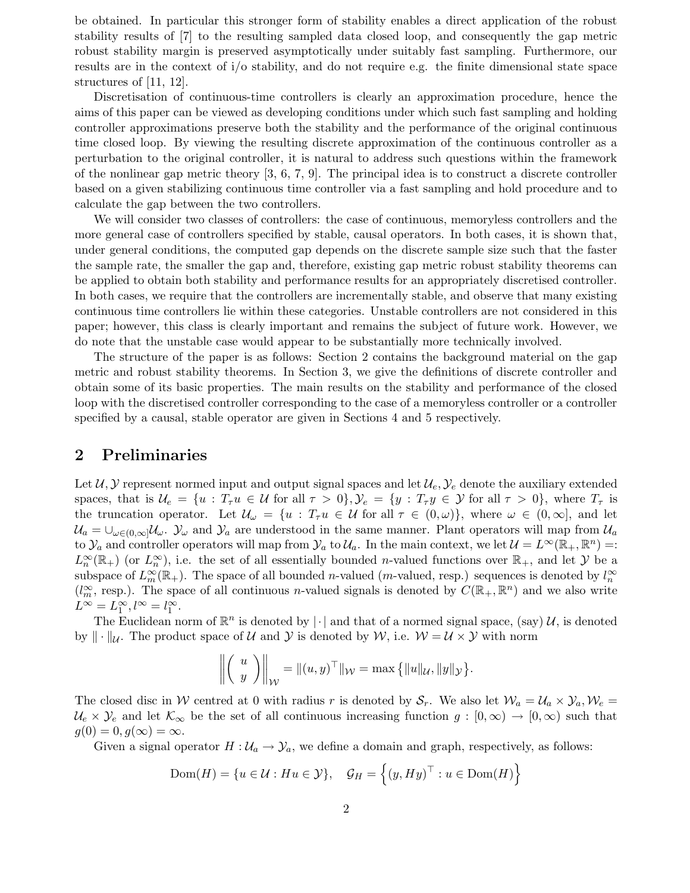be obtained. In particular this stronger form of stability enables a direct application of the robust stability results of [7] to the resulting sampled data closed loop, and consequently the gap metric robust stability margin is preserved asymptotically under suitably fast sampling. Furthermore, our results are in the context of i/o stability, and do not require e.g. the finite dimensional state space structures of [11, 12].

Discretisation of continuous-time controllers is clearly an approximation procedure, hence the aims of this paper can be viewed as developing conditions under which such fast sampling and holding controller approximations preserve both the stability and the performance of the original continuous time closed loop. By viewing the resulting discrete approximation of the continuous controller as a perturbation to the original controller, it is natural to address such questions within the framework of the nonlinear gap metric theory [3, 6, 7, 9]. The principal idea is to construct a discrete controller based on a given stabilizing continuous time controller via a fast sampling and hold procedure and to calculate the gap between the two controllers.

We will consider two classes of controllers: the case of continuous, memoryless controllers and the more general case of controllers specified by stable, causal operators. In both cases, it is shown that, under general conditions, the computed gap depends on the discrete sample size such that the faster the sample rate, the smaller the gap and, therefore, existing gap metric robust stability theorems can be applied to obtain both stability and performance results for an appropriately discretised controller. In both cases, we require that the controllers are incrementally stable, and observe that many existing continuous time controllers lie within these categories. Unstable controllers are not considered in this paper; however, this class is clearly important and remains the subject of future work. However, we do note that the unstable case would appear to be substantially more technically involved.

The structure of the paper is as follows: Section 2 contains the background material on the gap metric and robust stability theorems. In Section 3, we give the definitions of discrete controller and obtain some of its basic properties. The main results on the stability and performance of the closed loop with the discretised controller corresponding to the case of a memoryless controller or a controller specified by a causal, stable operator are given in Sections 4 and 5 respectively.

## 2 Preliminaries

Let $\mathcal{U}, \mathcal{Y}$ represent normed input and output signal spaces and let $\mathcal{U}_e, \mathcal{Y}_e$ denote the auxiliary extended spaces, that is $\mathcal{U}_e = \{u : T_\tau u \in \mathcal{U} \text{ for all } \tau > 0\}, \mathcal{Y}_e = \{y : T_\tau y \in \mathcal{Y} \text{ for all } \tau > 0\}$, where $T_\tau$ is the truncation operator. Let $\mathcal{U}_\omega = \{u : T_\tau u \in \mathcal{U} \text{ for all } \tau \in (0, \omega)\}$, where $\omega \in (0, \infty]$, and let $\mathcal{U}_a = \cup_{\omega \in (0,\infty]} \mathcal{U}_\omega$. $\mathcal{Y}_\omega$ and $\mathcal{Y}_a$ are understood in the same manner. Plant operators will map from $\mathcal{U}_a$ to $\mathcal{Y}_a$ and controller operators will map from $\mathcal{Y}_a$ to $\mathcal{U}_a$. In the main context, we let $\mathcal{U} = L^\infty(\mathbb{R}_+, \mathbb{R}^n) =: L^\infty_n(\mathbb{R}_+)$ (or $L^\infty_n$), i.e. the set of all essentially bounded $n$-valued functions over $\mathbb{R}_+$, and let $\mathcal{Y}$ be a subspace of $L^\infty_m(\mathbb{R}_+)$. The space of all bounded $n$-valued ($m$-valued, resp.) sequences is denoted by $l^\infty_n$ ($l^\infty_m$, resp.). The space of all continuous $n$-valued signals is denoted by $C(\mathbb{R}_+, \mathbb{R}^n)$ and we also write $L^\infty = L^\infty_1, l^\infty = l^\infty_1$.

The Euclidean norm of $\mathbb{R}^n$ is denoted by $|\cdot|$ and that of a normed signal space, (say) $\mathcal{U}$, is denoted by $\|\cdot\|_\mathcal{U}$. The product space of $\mathcal{U}$ and $\mathcal{Y}$ is denoted by $\mathcal{W}$, i.e. $\mathcal{W} = \mathcal{U} \times \mathcal{Y}$ with norm

$$\left\| \begin{pmatrix} u \\ y \end{pmatrix} \right\|_\mathcal{W} = \|(u, y)^\top\|_\mathcal{W} = \max\left\{\|u\|_\mathcal{U}, \|y\|_\mathcal{Y}\right\}.$$

The closed disc in $\mathcal{W}$ centred at 0 with radius $r$ is denoted by $\mathcal{S}_r$. We also let $\mathcal{W}_a = \mathcal{U}_a \times \mathcal{Y}_a, \mathcal{W}_e = \mathcal{U}_e \times \mathcal{Y}_e$ and let $\mathcal{K}_\infty$ be the set of all continuous increasing function $g : [0, \infty) \to [0, \infty)$ such that $g(0) = 0, g(\infty) = \infty$.

Given a signal operator $H : \mathcal{U}_a \to \mathcal{Y}_a$, we define a domain and graph, respectively, as follows:

$$\mathrm{Dom}(H) = \{u \in \mathcal{U} : Hu \in \mathcal{Y}\}, \quad \mathcal{G}_H = \left\{(y, Hy)^\top : u \in \mathrm{Dom}(H)\right\}$$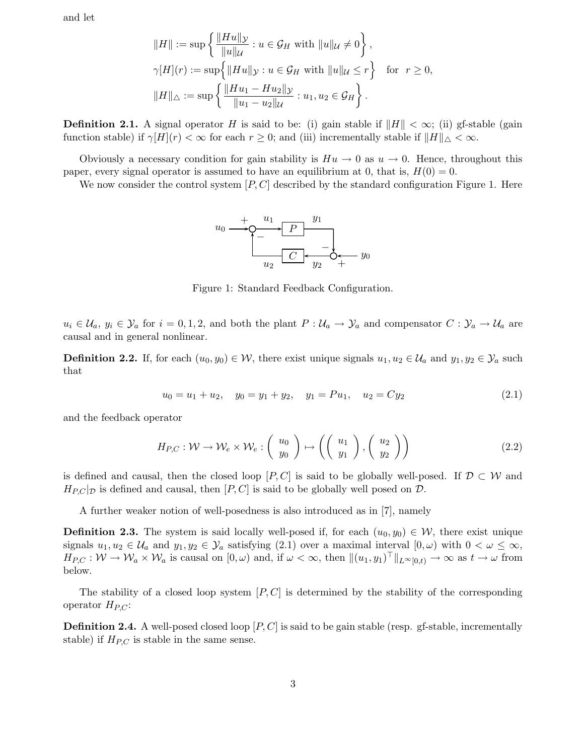and let

$$
\|H\| := \sup \left\{ \frac{\|Hu\|_{\mathcal{Y}}}{\|u\|_{\mathcal{U}}} : u \in \mathcal{G}_H \text{ with } \|u\|_{\mathcal{U}} \neq 0 \right\},
$$

$$
\gamma[H](r) := \sup \Big\{ \|Hu\|_{\mathcal{Y}} : u \in \mathcal{G}_H \text{ with } \|u\|_{\mathcal{U}} \leq r \Big\} \quad \text{for } r \geq 0,
$$

$$
\|H\|_{\triangle} := \sup \left\{ \frac{\|Hu_1 - Hu_2\|_{\mathcal{Y}}}{\|u_1 - u_2\|_{\mathcal{U}}} : u_1, u_2 \in \mathcal{G}_H \right\}.
$$

**Definition 2.1.** A signal operator $H$ is said to be: (i) gain stable if $\|H\| < \infty$; (ii) gf-stable (gain function stable) if $\gamma[H](r) < \infty$ for each $r \geq 0$; and (iii) incrementally stable if $\|H\|_{\triangle} < \infty$.

Obviously a necessary condition for gain stability is $Hu \to 0$ as $u \to 0$. Hence, throughout this paper, every signal operator is assumed to have an equilibrium at 0, that is, $H(0) = 0$.

We now consider the control system $[P, C]$ described by the standard configuration Figure 1. Here

Figure 1: Standard Feedback Configuration.

$u_i \in \mathcal{U}_a$, $y_i \in \mathcal{Y}_a$ for $i = 0, 1, 2$, and both the plant $P : \mathcal{U}_a \to \mathcal{Y}_a$ and compensator $C : \mathcal{Y}_a \to \mathcal{U}_a$ are causal and in general nonlinear.

**Definition 2.2.** If, for each $(u_0, y_0) \in \mathcal{W}$, there exist unique signals $u_1, u_2 \in \mathcal{U}_a$ and $y_1, y_2 \in \mathcal{Y}_a$ such that

$$
u_0 = u_1 + u_2, \quad y_0 = y_1 + y_2, \quad y_1 = Pu_1, \quad u_2 = Cy_2 \tag{2.1}
$$

and the feedback operator

$$
H_{P,C} : \mathcal{W} \to \mathcal{W}_e \times \mathcal{W}_e : \begin{pmatrix} u_0 \\ y_0 \end{pmatrix} \mapsto \left( \begin{pmatrix} u_1 \\ y_1 \end{pmatrix}, \begin{pmatrix} u_2 \\ y_2 \end{pmatrix} \right) \tag{2.2}
$$

is defined and causal, then the closed loop $[P, C]$ is said to be globally well-posed. If $\mathcal{D} \subset \mathcal{W}$ and $H_{P,C}|_{\mathcal{D}}$ is defined and causal, then $[P, C]$ is said to be globally well posed on $\mathcal{D}$.

A further weaker notion of well-posedness is also introduced as in [7], namely

**Definition 2.3.** The system is said locally well-posed if, for each $(u_0, y_0) \in \mathcal{W}$, there exist unique signals $u_1, u_2 \in \mathcal{U}_a$ and $y_1, y_2 \in \mathcal{Y}_a$ satisfying (2.1) over a maximal interval $[0, \omega)$ with $0 < \omega \leq \infty$, $H_{P,C} : \mathcal{W} \to \mathcal{W}_a \times \mathcal{W}_a$ is causal on $[0, \omega)$ and, if $\omega < \infty$, then $\|(u_1, y_1)^\top\|_{L^\infty[0,t)} \to \infty$ as $t \to \omega$ from below.

The stability of a closed loop system $[P, C]$ is determined by the stability of the corresponding operator $H_{P,C}$:

**Definition 2.4.** A well-posed closed loop $[P, C]$ is said to be gain stable (resp. gf-stable, incrementally stable) if $H_{P,C}$ is stable in the same sense.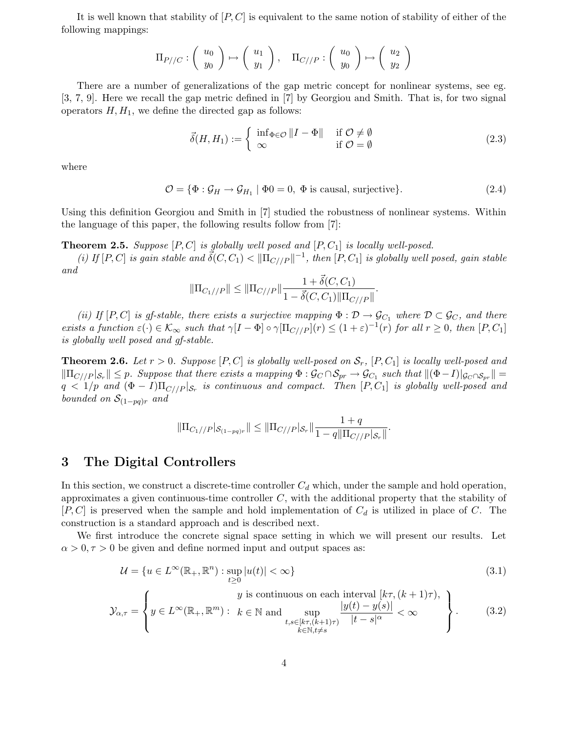It is well known that stability of $[P, C]$ is equivalent to the same notion of stability of either of the following mappings:

$$\Pi_{P//C} : \begin{pmatrix} u_0 \\ y_0 \end{pmatrix} \mapsto \begin{pmatrix} u_1 \\ y_1 \end{pmatrix}, \quad \Pi_{C//P} : \begin{pmatrix} u_0 \\ y_0 \end{pmatrix} \mapsto \begin{pmatrix} u_2 \\ y_2 \end{pmatrix}$$

There are a number of generalizations of the gap metric concept for nonlinear systems, see eg. [3, 7, 9]. Here we recall the gap metric defined in [7] by Georgiou and Smith. That is, for two signal operators $H, H_1$, we define the directed gap as follows:

$$\vec{\delta}(H, H_1) := \begin{cases} \inf_{\Phi \in \mathcal{O}} \|I - \Phi\| & \text{if } \mathcal{O} \neq \emptyset \\ \infty & \text{if } \mathcal{O} = \emptyset \end{cases} \tag{2.3}$$

where

$$\mathcal{O} = \{\Phi : \mathcal{G}_H \to \mathcal{G}_{H_1} \mid \Phi 0 = 0, \ \Phi \text{ is causal, surjective}\}. \tag{2.4}$$

Using this definition Georgiou and Smith in [7] studied the robustness of nonlinear systems. Within the language of this paper, the following results follow from [7]:

**Theorem 2.5.** *Suppose $[P, C]$ is globally well posed and $[P, C_1]$ is locally well-posed.*

*(i) If $[P, C]$ is gain stable and $\vec{\delta}(C, C_1) < \|\Pi_{C//P}\|^{-1}$, then $[P, C_1]$ is globally well posed, gain stable and*

$$\|\Pi_{C_1//P}\| \leq \|\Pi_{C//P}\| \frac{1 + \vec{\delta}(C, C_1)}{1 - \vec{\delta}(C, C_1)\|\Pi_{C//P}\|}.$$

*(ii) If $[P, C]$ is gf-stable, there exists a surjective mapping $\Phi : \mathcal{D} \to \mathcal{G}_{C_1}$ where $\mathcal{D} \subset \mathcal{G}_C$, and there exists a function $\varepsilon(\cdot) \in \mathcal{K}_\infty$ such that $\gamma[I - \Phi] \circ \gamma[\Pi_{C//P}](r) \leq (1 + \varepsilon)^{-1}(r)$ for all $r \geq 0$, then $[P, C_1]$ is globally well posed and gf-stable.*

**Theorem 2.6.** *Let $r > 0$. Suppose $[P, C]$ is globally well-posed on $\mathcal{S}_r$, $[P, C_1]$ is locally well-posed and $\|\Pi_{C//P}|_{\mathcal{S}_r}\| \leq p$. Suppose that there exists a mapping $\Phi : \mathcal{G}_C \cap \mathcal{S}_{pr} \to \mathcal{G}_{C_1}$ such that $\|(\Phi - I)|_{\mathcal{G}_C \cap \mathcal{S}_{pr}}\| = q < 1/p$ and $(\Phi - I)\Pi_{C//P}|_{\mathcal{S}_r}$ is continuous and compact. Then $[P, C_1]$ is globally well-posed and bounded on $\mathcal{S}_{(1-pq)r}$ and*

$$\|\Pi_{C_1//P}|_{\mathcal{S}_{(1-pq)r}}\| \leq \|\Pi_{C//P}|_{\mathcal{S}_r}\| \frac{1 + q}{1 - q\|\Pi_{C//P}|_{\mathcal{S}_r}\|}.$$

# 3 The Digital Controllers

In this section, we construct a discrete-time controller $C_d$ which, under the sample and hold operation, approximates a given continuous-time controller $C$, with the additional property that the stability of $[P, C]$ is preserved when the sample and hold implementation of $C_d$ is utilized in place of $C$. The construction is a standard approach and is described next.

We first introduce the concrete signal space setting in which we will present our results. Let $\alpha > 0, \tau > 0$ be given and define normed input and output spaces as:

$$\mathcal{U} = \{u \in L^\infty(\mathbb{R}_+, \mathbb{R}^n) : \sup_{t \geq 0} |u(t)| < \infty\} \tag{3.1}$$

$$\mathcal{Y}_{\alpha,\tau} = \left\{ y \in L^\infty(\mathbb{R}_+, \mathbb{R}^m) : \begin{array}{c} y \text{ is continuous on each interval } [k\tau, (k+1)\tau), \\ k \in \mathbb{N} \text{ and } \sup\limits_{\substack{t,s \in [k\tau,(k+1)\tau) \\ k \in \mathbb{N}, t \neq s}} \dfrac{|y(t) - y(s)|}{|t - s|^\alpha} < \infty \end{array} \right\}. \tag{3.2}$$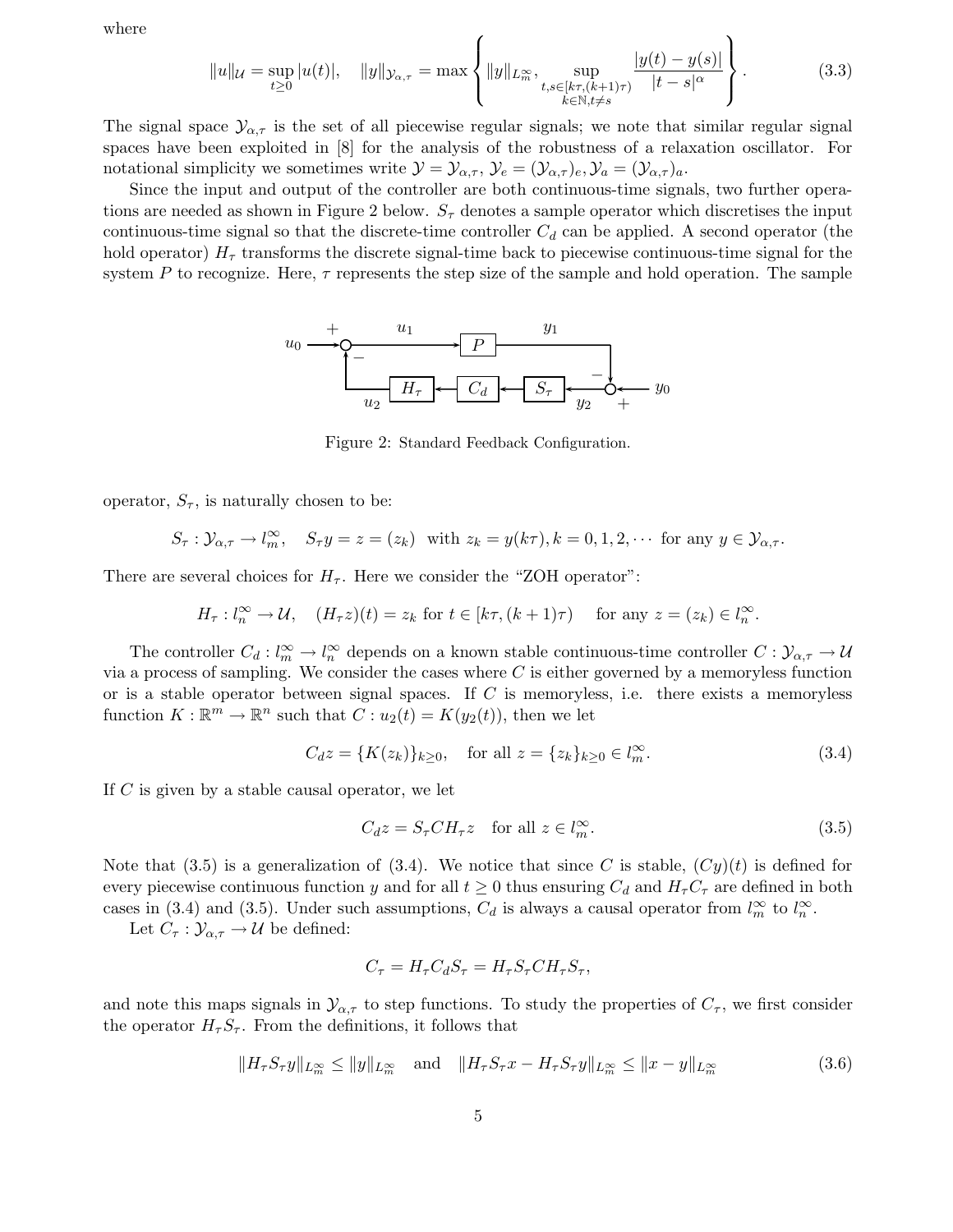where

$$\|u\|_{\mathcal{U}} = \sup_{t\geq 0} |u(t)|, \quad \|y\|_{\mathcal{Y}_{\alpha,\tau}} = \max\left\{ \|y\|_{L_m^\infty}, \sup_{\substack{t,s\in[k\tau,(k+1)\tau) \\ k\in\mathbb{N}, t\neq s}} \frac{|y(t)-y(s)|}{|t-s|^\alpha} \right\}. \tag{3.3}$$

The signal space $\mathcal{Y}_{\alpha,\tau}$ is the set of all piecewise regular signals; we note that similar regular signal spaces have been exploited in [8] for the analysis of the robustness of a relaxation oscillator. For notational simplicity we sometimes write $\mathcal{Y} = \mathcal{Y}_{\alpha,\tau}$, $\mathcal{Y}_e = (\mathcal{Y}_{\alpha,\tau})_e, \mathcal{Y}_a = (\mathcal{Y}_{\alpha,\tau})_a$.

Since the input and output of the controller are both continuous-time signals, two further operations are needed as shown in Figure 2 below. $S_\tau$ denotes a sample operator which discretises the input continuous-time signal so that the discrete-time controller $C_d$ can be applied. A second operator (the hold operator) $H_\tau$ transforms the discrete signal-time back to piecewise continuous-time signal for the system $P$ to recognize. Here, $\tau$ represents the step size of the sample and hold operation. The sample operator, $S_\tau$, is naturally chosen to be:

Figure 2: Standard Feedback Configuration.

$$S_\tau : \mathcal{Y}_{\alpha,\tau} \to l_m^\infty, \quad S_\tau y = z = (z_k) \text{ with } z_k = y(k\tau), k = 0, 1, 2, \cdots \text{ for any } y \in \mathcal{Y}_{\alpha,\tau}.$$

There are several choices for $H_\tau$. Here we consider the "ZOH operator":

$$H_\tau : l_n^\infty \to \mathcal{U}, \quad (H_\tau z)(t) = z_k \text{ for } t \in [k\tau, (k+1)\tau) \quad \text{for any } z = (z_k) \in l_n^\infty.$$

The controller $C_d : l_m^\infty \to l_n^\infty$ depends on a known stable continuous-time controller $C : \mathcal{Y}_{\alpha,\tau} \to \mathcal{U}$ via a process of sampling. We consider the cases where $C$ is either governed by a memoryless function or is a stable operator between signal spaces. If $C$ is memoryless, i.e. there exists a memoryless function $K : \mathbb{R}^m \to \mathbb{R}^n$ such that $C : u_2(t) = K(y_2(t))$, then we let

$$C_d z = \{K(z_k)\}_{k\geq 0}, \quad \text{for all } z = \{z_k\}_{k\geq 0} \in l_m^\infty. \tag{3.4}$$

If $C$ is given by a stable causal operator, we let

$$C_d z = S_\tau C H_\tau z \quad \text{for all } z \in l_m^\infty. \tag{3.5}$$

Note that (3.5) is a generalization of (3.4). We notice that since $C$ is stable, $(Cy)(t)$ is defined for every piecewise continuous function $y$ and for all $t \geq 0$ thus ensuring $C_d$ and $H_\tau C_\tau$ are defined in both cases in (3.4) and (3.5). Under such assumptions, $C_d$ is always a causal operator from $l_m^\infty$ to $l_n^\infty$.

Let $C_\tau : \mathcal{Y}_{\alpha,\tau} \to \mathcal{U}$ be defined:

$$C_\tau = H_\tau C_d S_\tau = H_\tau S_\tau C H_\tau S_\tau,$$

and note this maps signals in $\mathcal{Y}_{\alpha,\tau}$ to step functions. To study the properties of $C_\tau$, we first consider the operator $H_\tau S_\tau$. From the definitions, it follows that

$$\|H_\tau S_\tau y\|_{L_m^\infty} \leq \|y\|_{L_m^\infty} \quad \text{and} \quad \|H_\tau S_\tau x - H_\tau S_\tau y\|_{L_m^\infty} \leq \|x - y\|_{L_m^\infty} \tag{3.6}$$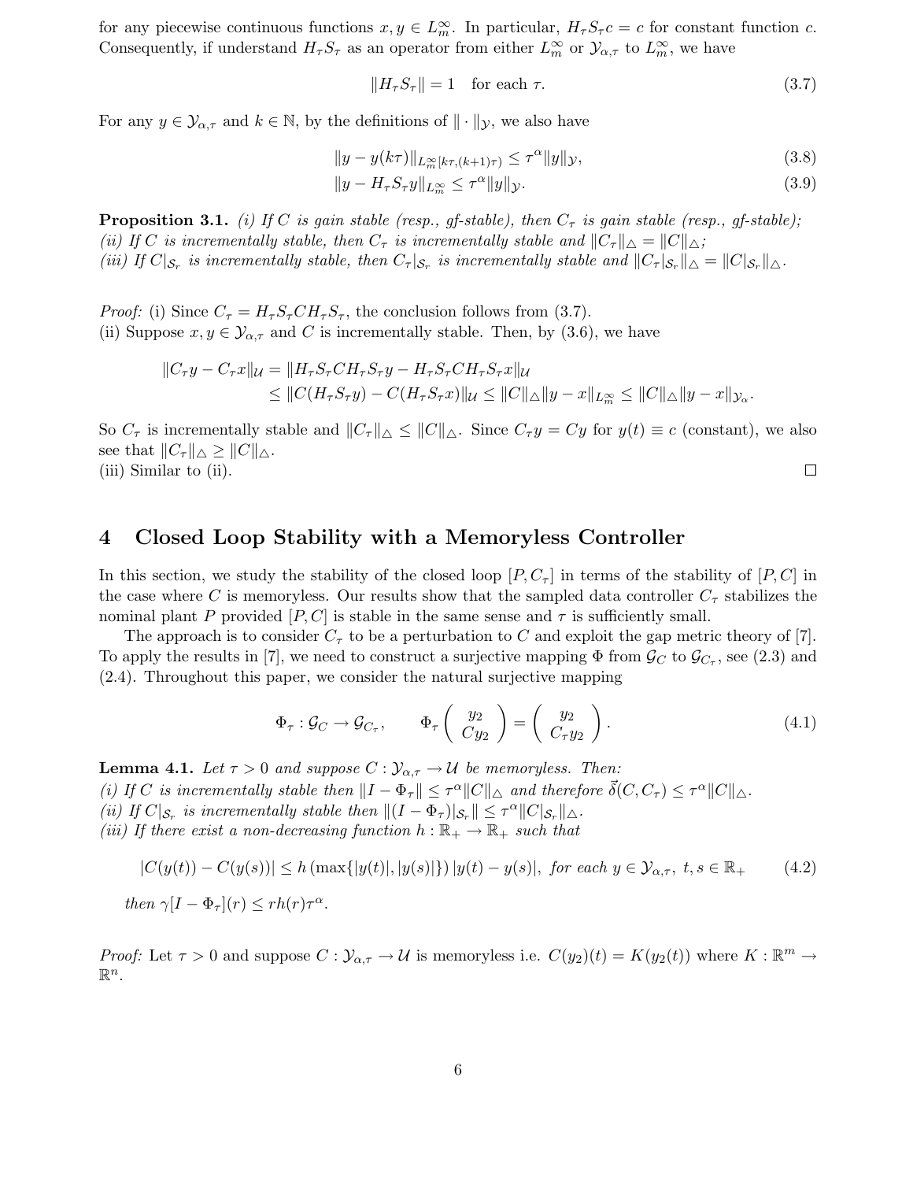for any piecewise continuous functions $x, y \in L_m^\infty$. In particular, $H_\tau S_\tau c = c$ for constant function $c$. Consequently, if understand $H_\tau S_\tau$ as an operator from either $L_m^\infty$ or $\mathcal{Y}_{\alpha,\tau}$ to $L_m^\infty$, we have

$$\|H_\tau S_\tau\| = 1 \quad \text{for each } \tau. \tag{3.7}$$

For any $y \in \mathcal{Y}_{\alpha,\tau}$ and $k \in \mathbb{N}$, by the definitions of $\|\cdot\|_\mathcal{Y}$, we also have

$$\|y - y(k\tau)\|_{L_m^\infty[k\tau,(k+1)\tau)} \leq \tau^\alpha \|y\|_\mathcal{Y}, \tag{3.8}$$

$$\|y - H_\tau S_\tau y\|_{L_m^\infty} \leq \tau^\alpha \|y\|_\mathcal{Y}. \tag{3.9}$$

**Proposition 3.1.** *(i) If $C$ is gain stable (resp., gf-stable), then $C_\tau$ is gain stable (resp., gf-stable); (ii) If $C$ is incrementally stable, then $C_\tau$ is incrementally stable and $\|C_\tau\|_\triangle = \|C\|_\triangle$; (iii) If $C|_{\mathcal{S}_r}$ is incrementally stable, then $C_\tau|_{\mathcal{S}_r}$ is incrementally stable and $\|C_\tau|_{\mathcal{S}_r}\|_\triangle = \|C|_{\mathcal{S}_r}\|_\triangle$.*

*Proof:* (i) Since $C_\tau = H_\tau S_\tau C H_\tau S_\tau$, the conclusion follows from (3.7).
(ii) Suppose $x, y \in \mathcal{Y}_{\alpha,\tau}$ and $C$ is incrementally stable. Then, by (3.6), we have

$$\begin{aligned}
\|C_\tau y - C_\tau x\|_\mathcal{U} &= \|H_\tau S_\tau C H_\tau S_\tau y - H_\tau S_\tau C H_\tau S_\tau x\|_\mathcal{U} \\
&\leq \|C(H_\tau S_\tau y) - C(H_\tau S_\tau x)\|_\mathcal{U} \leq \|C\|_\triangle \|y - x\|_{L_m^\infty} \leq \|C\|_\triangle \|y - x\|_{\mathcal{Y}_\alpha}.
\end{aligned}$$

So $C_\tau$ is incrementally stable and $\|C_\tau\|_\triangle \leq \|C\|_\triangle$. Since $C_\tau y = Cy$ for $y(t) \equiv c$ (constant), we also see that $\|C_\tau\|_\triangle \geq \|C\|_\triangle$.
(iii) Similar to (ii). □

# 4 Closed Loop Stability with a Memoryless Controller

In this section, we study the stability of the closed loop $[P, C_\tau]$ in terms of the stability of $[P, C]$ in the case where $C$ is memoryless. Our results show that the sampled data controller $C_\tau$ stabilizes the nominal plant $P$ provided $[P, C]$ is stable in the same sense and $\tau$ is sufficiently small.

The approach is to consider $C_\tau$ to be a perturbation to $C$ and exploit the gap metric theory of [7]. To apply the results in [7], we need to construct a surjective mapping $\Phi$ from $\mathcal{G}_C$ to $\mathcal{G}_{C_\tau}$, see (2.3) and (2.4). Throughout this paper, we consider the natural surjective mapping

$$\Phi_\tau : \mathcal{G}_C \to \mathcal{G}_{C_\tau}, \qquad \Phi_\tau \begin{pmatrix} y_2 \\ Cy_2 \end{pmatrix} = \begin{pmatrix} y_2 \\ C_\tau y_2 \end{pmatrix}. \tag{4.1}$$

**Lemma 4.1.** *Let $\tau > 0$ and suppose $C : \mathcal{Y}_{\alpha,\tau} \to \mathcal{U}$ be memoryless. Then:*
*(i) If $C$ is incrementally stable then $\|I - \Phi_\tau\| \leq \tau^\alpha \|C\|_\triangle$ and therefore $\vec{\delta}(C, C_\tau) \leq \tau^\alpha \|C\|_\triangle$.*
*(ii) If $C|_{\mathcal{S}_r}$ is incrementally stable then $\|(I - \Phi_\tau)|_{\mathcal{S}_r}\| \leq \tau^\alpha \|C|_{\mathcal{S}_r}\|_\triangle$.*
*(iii) If there exist a non-decreasing function $h : \mathbb{R}_+ \to \mathbb{R}_+$ such that*

$$|C(y(t)) - C(y(s))| \leq h\left(\max\{|y(t)|, |y(s)|\}\right)|y(t) - y(s)|, \text{ for each } y \in \mathcal{Y}_{\alpha,\tau},\ t, s \in \mathbb{R}_+ \tag{4.2}$$

*then $\gamma[I - \Phi_\tau](r) \leq r h(r) \tau^\alpha$.*

*Proof:* Let $\tau > 0$ and suppose $C : \mathcal{Y}_{\alpha,\tau} \to \mathcal{U}$ is memoryless i.e. $C(y_2)(t) = K(y_2(t))$ where $K : \mathbb{R}^m \to \mathbb{R}^n$.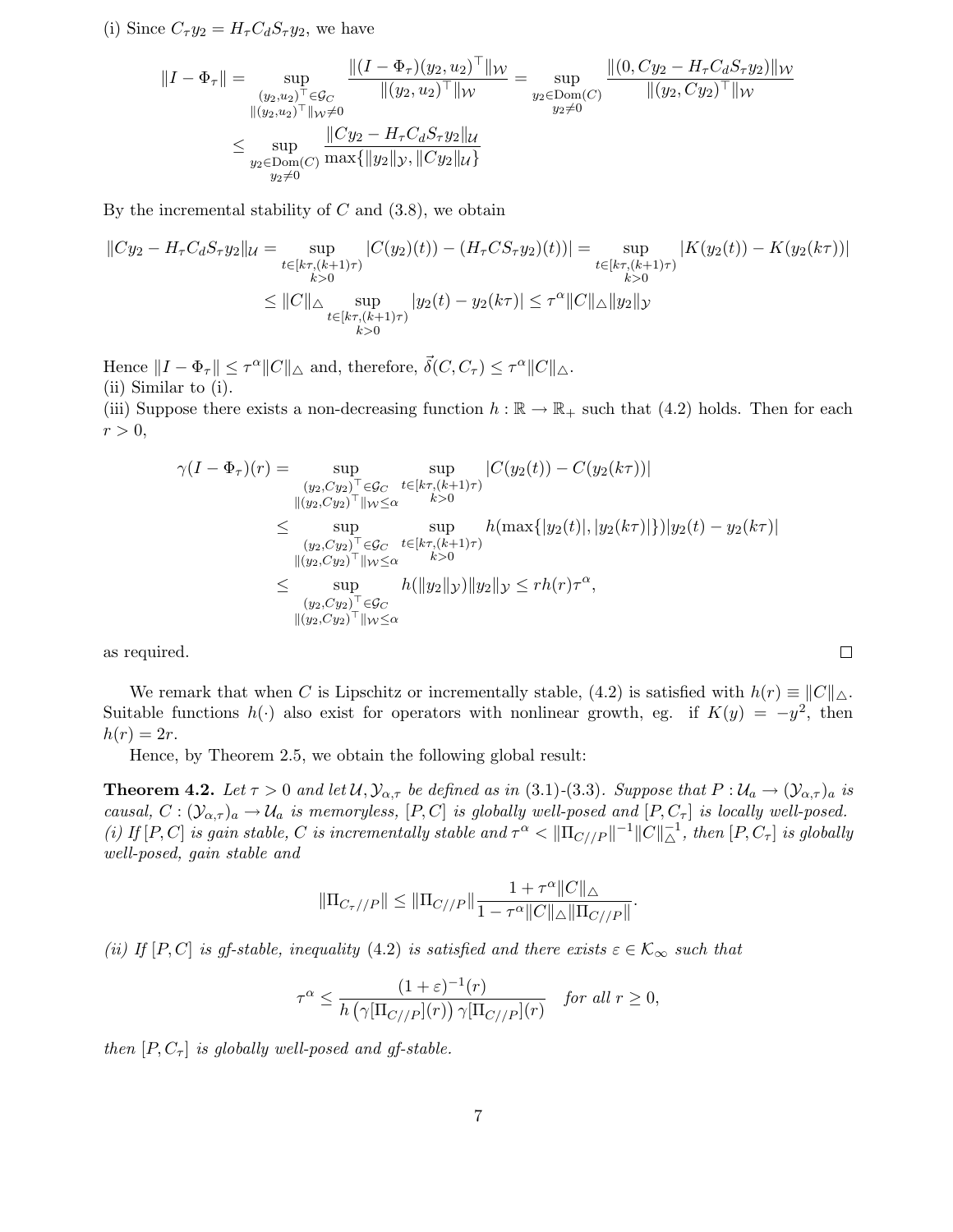(i) Since $C_\tau y_2 = H_\tau C_d S_\tau y_2$, we have

$$
\begin{aligned}
\|I - \Phi_\tau\| &= \sup_{\substack{(y_2,u_2)^\top \in \mathcal{G}_C \\ \|(y_2,u_2)^\top\|_{\mathcal{W}} \neq 0}} \frac{\|(I-\Phi_\tau)(y_2,u_2)^\top\|_{\mathcal{W}}}{\|(y_2,u_2)^\top\|_{\mathcal{W}}} = \sup_{\substack{y_2 \in \mathrm{Dom}(C) \\ y_2 \neq 0}} \frac{\|(0, Cy_2 - H_\tau C_d S_\tau y_2)\|_{\mathcal{W}}}{\|(y_2, Cy_2)^\top\|_{\mathcal{W}}} \\
&\leq \sup_{\substack{y_2 \in \mathrm{Dom}(C) \\ y_2 \neq 0}} \frac{\|Cy_2 - H_\tau C_d S_\tau y_2\|_{\mathcal{U}}}{\max\{\|y_2\|_{\mathcal{Y}}, \|Cy_2\|_{\mathcal{U}}\}}
\end{aligned}
$$

By the incremental stability of $C$ and (3.8), we obtain

$$
\begin{aligned}
\|Cy_2 - H_\tau C_d S_\tau y_2\|_{\mathcal{U}} &= \sup_{\substack{t\in[k\tau,(k+1)\tau) \\ k>0}} |C(y_2)(t)) - (H_\tau C S_\tau y_2)(t))| = \sup_{\substack{t\in[k\tau,(k+1)\tau) \\ k>0}} |K(y_2(t)) - K(y_2(k\tau))| \\
&\leq \|C\|_\triangle \sup_{\substack{t\in[k\tau,(k+1)\tau) \\ k>0}} |y_2(t) - y_2(k\tau)| \leq \tau^\alpha \|C\|_\triangle \|y_2\|_{\mathcal{Y}}
\end{aligned}
$$

Hence $\|I - \Phi_\tau\| \leq \tau^\alpha \|C\|_\triangle$ and, therefore, $\vec{\delta}(C, C_\tau) \leq \tau^\alpha \|C\|_\triangle$.
(ii) Similar to (i).
(iii) Suppose there exists a non-decreasing function $h : \mathbb{R} \to \mathbb{R}_+$ such that (4.2) holds. Then for each $r > 0$,

$$
\begin{aligned}
\gamma(I - \Phi_\tau)(r) &= \sup_{\substack{(y_2,Cy_2)^\top \in \mathcal{G}_C \\ \|(y_2,Cy_2)^\top\|_{\mathcal{W}} \leq \alpha}} \sup_{\substack{t\in[k\tau,(k+1)\tau) \\ k>0}} |C(y_2(t)) - C(y_2(k\tau))| \\
&\leq \sup_{\substack{(y_2,Cy_2)^\top \in \mathcal{G}_C \\ \|(y_2,Cy_2)^\top\|_{\mathcal{W}} \leq \alpha}} \sup_{\substack{t\in[k\tau,(k+1)\tau) \\ k>0}} h(\max\{|y_2(t)|, |y_2(k\tau)|\}) |y_2(t) - y_2(k\tau)| \\
&\leq \sup_{\substack{(y_2,Cy_2)^\top \in \mathcal{G}_C \\ \|(y_2,Cy_2)^\top\|_{\mathcal{W}} \leq \alpha}} h(\|y_2\|_{\mathcal{Y}}) \|y_2\|_{\mathcal{Y}} \leq r h(r) \tau^\alpha,
\end{aligned}
$$

as required. □

We remark that when $C$ is Lipschitz or incrementally stable, (4.2) is satisfied with $h(r) \equiv \|C\|_\triangle$. Suitable functions $h(\cdot)$ also exist for operators with nonlinear growth, eg. if $K(y) = -y^2$, then $h(r) = 2r$.

Hence, by Theorem 2.5, we obtain the following global result:

**Theorem 4.2.** *Let $\tau > 0$ and let $\mathcal{U}, \mathcal{Y}_{\alpha,\tau}$ be defined as in (3.1)-(3.3). Suppose that $P : \mathcal{U}_a \to (\mathcal{Y}_{\alpha,\tau})_a$ is causal, $C : (\mathcal{Y}_{\alpha,\tau})_a \to \mathcal{U}_a$ is memoryless, $[P, C]$ is globally well-posed and $[P, C_\tau]$ is locally well-posed.*
*(i) If $[P, C]$ is gain stable, $C$ is incrementally stable and $\tau^\alpha < \|\Pi_{C//P}\|^{-1} \|C\|_\triangle^{-1}$, then $[P, C_\tau]$ is globally well-posed, gain stable and*

$$
\|\Pi_{C_\tau//P}\| \leq \|\Pi_{C//P}\| \frac{1 + \tau^\alpha \|C\|_\triangle}{1 - \tau^\alpha \|C\|_\triangle \|\Pi_{C//P}\|}.
$$

*(ii) If $[P, C]$ is gf-stable, inequality (4.2) is satisfied and there exists $\varepsilon \in \mathcal{K}_\infty$ such that*

$$
\tau^\alpha \leq \frac{(1+\varepsilon)^{-1}(r)}{h\left(\gamma[\Pi_{C//P}](r)\right) \gamma[\Pi_{C//P}](r)} \quad \text{for all } r \geq 0,
$$

*then $[P, C_\tau]$ is globally well-posed and gf-stable.*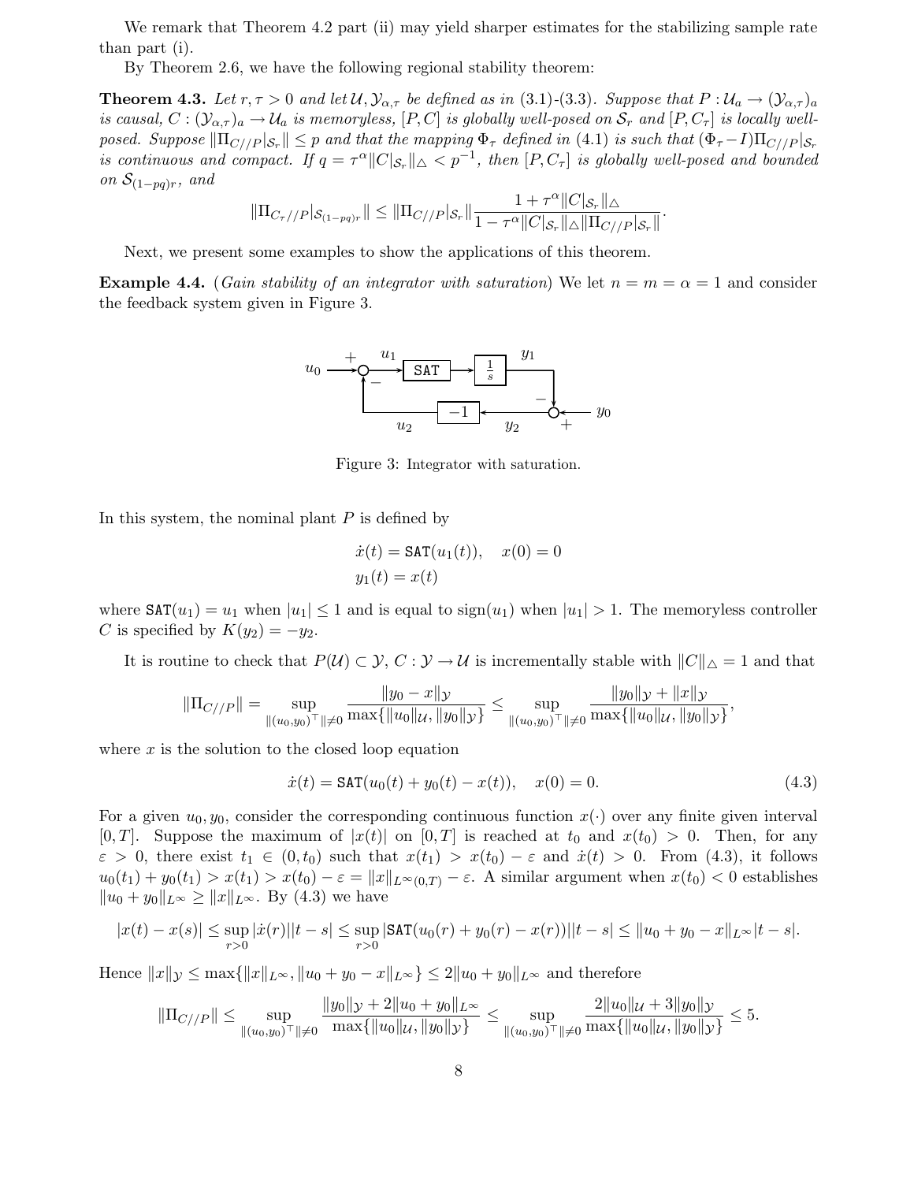We remark that Theorem 4.2 part (ii) may yield sharper estimates for the stabilizing sample rate than part (i).

By Theorem 2.6, we have the following regional stability theorem:

**Theorem 4.3.** *Let $r, \tau > 0$ and let $\mathcal{U}, \mathcal{Y}_{\alpha,\tau}$ be defined as in (3.1)-(3.3). Suppose that $P : \mathcal{U}_a \to (\mathcal{Y}_{\alpha,\tau})_a$ is causal, $C : (\mathcal{Y}_{\alpha,\tau})_a \to \mathcal{U}_a$ is memoryless, $[P, C]$ is globally well-posed on $\mathcal{S}_r$ and $[P, C_\tau]$ is locally well-posed. Suppose $\|\Pi_{C//P}|_{\mathcal{S}_r}\| \le p$ and that the mapping $\Phi_\tau$ defined in (4.1) is such that $(\Phi_\tau - I)\Pi_{C//P}|_{\mathcal{S}_r}$ is continuous and compact. If $q = \tau^\alpha \|C|_{\mathcal{S}_r}\|_\triangle < p^{-1}$, then $[P, C_\tau]$ is globally well-posed and bounded on $\mathcal{S}_{(1-pq)r}$, and*

$$\|\Pi_{C_\tau//P}|_{\mathcal{S}_{(1-pq)r}}\| \le \|\Pi_{C//P}|_{\mathcal{S}_r}\| \frac{1 + \tau^\alpha \|C|_{\mathcal{S}_r}\|_\triangle}{1 - \tau^\alpha \|C|_{\mathcal{S}_r}\|_\triangle \|\Pi_{C//P}|_{\mathcal{S}_r}\|}.$$

Next, we present some examples to show the applications of this theorem.

**Example 4.4.** (*Gain stability of an integrator with saturation*) We let $n = m = \alpha = 1$ and consider the feedback system given in Figure 3.

Figure 3: Integrator with saturation.

In this system, the nominal plant $P$ is defined by

$$\dot{x}(t) = \texttt{SAT}(u_1(t)), \quad x(0) = 0$$
$$y_1(t) = x(t)$$

where $\texttt{SAT}(u_1) = u_1$ when $|u_1| \le 1$ and is equal to $\text{sign}(u_1)$ when $|u_1| > 1$. The memoryless controller $C$ is specified by $K(y_2) = -y_2$.

It is routine to check that $P(\mathcal{U}) \subset \mathcal{Y}$, $C : \mathcal{Y} \to \mathcal{U}$ is incrementally stable with $\|C\|_\triangle = 1$ and that

$$\|\Pi_{C//P}\| = \sup_{\|(u_0,y_0)^\top\| \ne 0} \frac{\|y_0 - x\|_\mathcal{Y}}{\max\{\|u_0\|_\mathcal{U}, \|y_0\|_\mathcal{Y}\}} \le \sup_{\|(u_0,y_0)^\top\| \ne 0} \frac{\|y_0\|_\mathcal{Y} + \|x\|_\mathcal{Y}}{\max\{\|u_0\|_\mathcal{U}, \|y_0\|_\mathcal{Y}\}},$$

where $x$ is the solution to the closed loop equation

$$\dot{x}(t) = \texttt{SAT}(u_0(t) + y_0(t) - x(t)), \quad x(0) = 0. \tag{4.3}$$

For a given $u_0, y_0$, consider the corresponding continuous function $x(\cdot)$ over any finite given interval $[0, T]$. Suppose the maximum of $|x(t)|$ on $[0, T]$ is reached at $t_0$ and $x(t_0) > 0$. Then, for any $\varepsilon > 0$, there exist $t_1 \in (0, t_0)$ such that $x(t_1) > x(t_0) - \varepsilon$ and $\dot{x}(t) > 0$. From (4.3), it follows $u_0(t_1) + y_0(t_1) > x(t_1) > x(t_0) - \varepsilon = \|x\|_{L^\infty(0,T)} - \varepsilon$. A similar argument when $x(t_0) < 0$ establishes $\|u_0 + y_0\|_{L^\infty} \ge \|x\|_{L^\infty}$. By (4.3) we have

$$|x(t) - x(s)| \le \sup_{r>0} |\dot{x}(r)||t - s| \le \sup_{r>0} |\texttt{SAT}(u_0(r) + y_0(r) - x(r))||t - s| \le \|u_0 + y_0 - x\|_{L^\infty}|t - s|.$$

Hence $\|x\|_\mathcal{Y} \le \max\{\|x\|_{L^\infty}, \|u_0 + y_0 - x\|_{L^\infty}\} \le 2\|u_0 + y_0\|_{L^\infty}$ and therefore

$$\|\Pi_{C//P}\| \le \sup_{\|(u_0,y_0)^\top\| \ne 0} \frac{\|y_0\|_\mathcal{Y} + 2\|u_0 + y_0\|_{L^\infty}}{\max\{\|u_0\|_\mathcal{U}, \|y_0\|_\mathcal{Y}\}} \le \sup_{\|(u_0,y_0)^\top\| \ne 0} \frac{2\|u_0\|_\mathcal{U} + 3\|y_0\|_\mathcal{Y}}{\max\{\|u_0\|_\mathcal{U}, \|y_0\|_\mathcal{Y}\}} \le 5.$$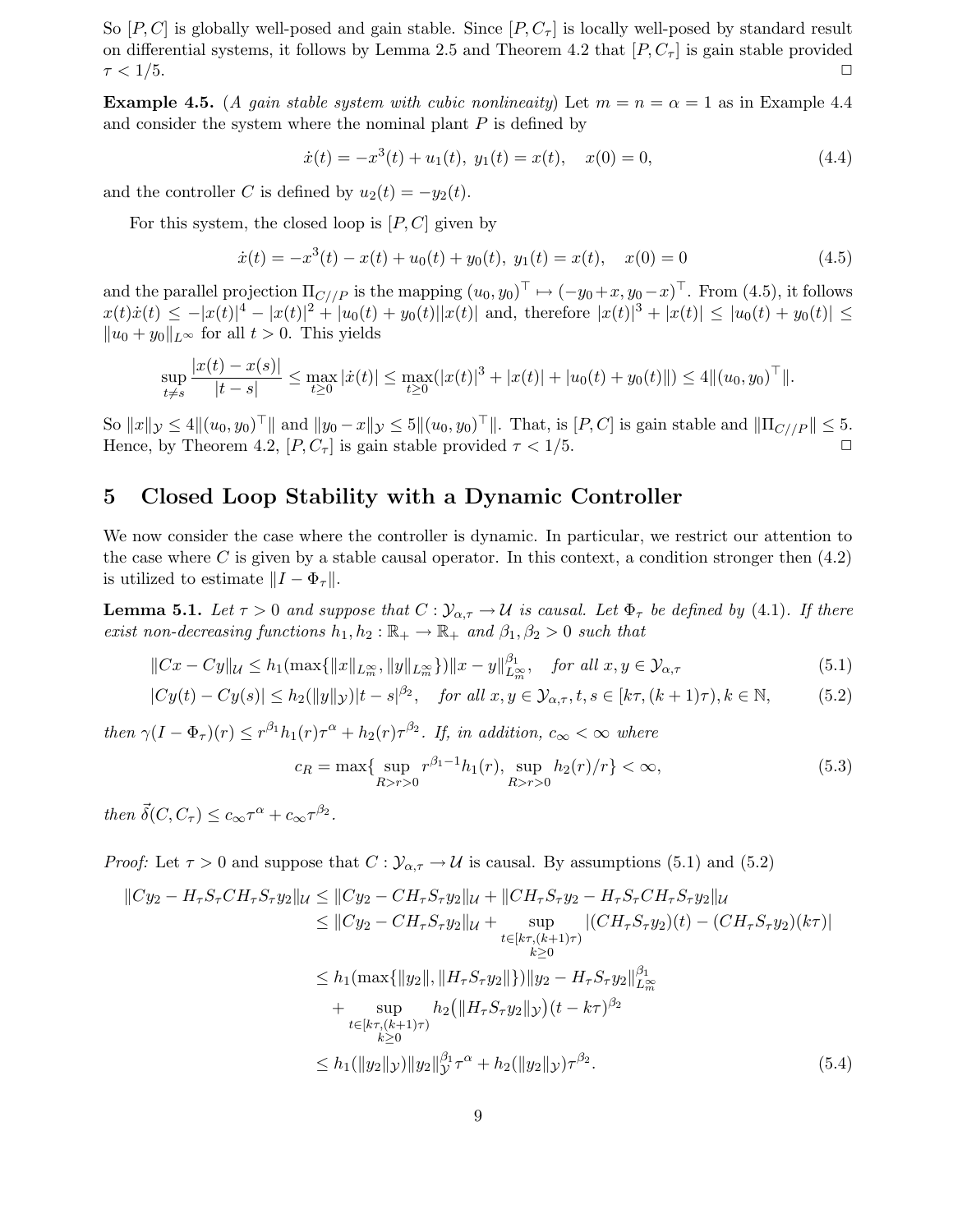So $[P, C]$ is globally well-posed and gain stable. Since $[P, C_\tau]$ is locally well-posed by standard result on differential systems, it follows by Lemma 2.5 and Theorem 4.2 that $[P, C_\tau]$ is gain stable provided $\tau < 1/5$. □

**Example 4.5.** (*A gain stable system with cubic nonlineaity*) Let $m = n = \alpha = 1$ as in Example 4.4 and consider the system where the nominal plant $P$ is defined by

$$\dot{x}(t) = -x^3(t) + u_1(t),\ y_1(t) = x(t), \quad x(0) = 0, \tag{4.4}$$

and the controller $C$ is defined by $u_2(t) = -y_2(t)$.

For this system, the closed loop is $[P, C]$ given by

$$\dot{x}(t) = -x^3(t) - x(t) + u_0(t) + y_0(t),\ y_1(t) = x(t), \quad x(0) = 0 \tag{4.5}$$

and the parallel projection $\Pi_{C//P}$ is the mapping $(u_0, y_0)^\top \mapsto (-y_0 + x, y_0 - x)^\top$. From (4.5), it follows $x(t)\dot{x}(t) \leq -|x(t)|^4 - |x(t)|^2 + |u_0(t) + y_0(t)||x(t)|$ and, therefore $|x(t)|^3 + |x(t)| \leq |u_0(t) + y_0(t)| \leq \|u_0 + y_0\|_{L^\infty}$ for all $t > 0$. This yields

$$\sup_{t \neq s} \frac{|x(t) - x(s)|}{|t - s|} \leq \max_{t \geq 0} |\dot{x}(t)| \leq \max_{t \geq 0}(|x(t)|^3 + |x(t)| + |u_0(t) + y_0(t)\|) \leq 4\|(u_0, y_0)^\top\|.$$

So $\|x\|_{\mathcal{Y}} \leq 4\|(u_0, y_0)^\top\|$ and $\|y_0 - x\|_{\mathcal{Y}} \leq 5\|(u_0, y_0)^\top\|$. That is, $[P, C]$ is gain stable and $\|\Pi_{C//P}\| \leq 5$. Hence, by Theorem 4.2, $[P, C_\tau]$ is gain stable provided $\tau < 1/5$. □

## 5 Closed Loop Stability with a Dynamic Controller

We now consider the case where the controller is dynamic. In particular, we restrict our attention to the case where $C$ is given by a stable causal operator. In this context, a condition stronger then (4.2) is utilized to estimate $\|I - \Phi_\tau\|$.

**Lemma 5.1.** *Let $\tau > 0$ and suppose that $C : \mathcal{Y}_{\alpha,\tau} \to \mathcal{U}$ is causal. Let $\Phi_\tau$ be defined by (4.1). If there exist non-decreasing functions $h_1, h_2 : \mathbb{R}_+ \to \mathbb{R}_+$ and $\beta_1, \beta_2 > 0$ such that*

$$\|Cx - Cy\|_{\mathcal{U}} \leq h_1(\max\{\|x\|_{L^\infty_m}, \|y\|_{L^\infty_m}\})\|x - y\|_{L^\infty_m}^{\beta_1}, \quad \text{for all } x, y \in \mathcal{Y}_{\alpha,\tau} \tag{5.1}$$

$$|Cy(t) - Cy(s)| \leq h_2(\|y\|_{\mathcal{Y}})|t - s|^{\beta_2}, \quad \text{for all } x, y \in \mathcal{Y}_{\alpha,\tau}, t, s \in [k\tau, (k+1)\tau), k \in \mathbb{N}, \tag{5.2}$$

*then $\gamma(I - \Phi_\tau)(r) \leq r^{\beta_1} h_1(r)\tau^\alpha + h_2(r)\tau^{\beta_2}$. If, in addition, $c_\infty < \infty$ where*

$$c_R = \max\{\sup_{R > r > 0} r^{\beta_1 - 1} h_1(r), \sup_{R > r > 0} h_2(r)/r\} < \infty, \tag{5.3}$$

*then $\vec{\delta}(C, C_\tau) \leq c_\infty \tau^\alpha + c_\infty \tau^{\beta_2}$.*

*Proof:* Let $\tau > 0$ and suppose that $C : \mathcal{Y}_{\alpha,\tau} \to \mathcal{U}$ is causal. By assumptions (5.1) and (5.2)

$$\begin{aligned}
\|Cy_2 - H_\tau S_\tau C H_\tau S_\tau y_2\|_{\mathcal{U}} &\leq \|Cy_2 - CH_\tau S_\tau y_2\|_{\mathcal{U}} + \|CH_\tau S_\tau y_2 - H_\tau S_\tau C H_\tau S_\tau y_2\|_{\mathcal{U}} \\
&\leq \|Cy_2 - CH_\tau S_\tau y_2\|_{\mathcal{U}} + \sup_{\substack{t \in [k\tau, (k+1)\tau) \\ k \geq 0}} |(CH_\tau S_\tau y_2)(t) - (CH_\tau S_\tau y_2)(k\tau)| \\
&\leq h_1(\max\{\|y_2\|, \|H_\tau S_\tau y_2\|\})\|y_2 - H_\tau S_\tau y_2\|_{L^\infty_m}^{\beta_1} \\
&\quad + \sup_{\substack{t \in [k\tau, (k+1)\tau) \\ k \geq 0}} h_2\big(\|H_\tau S_\tau y_2\|_{\mathcal{Y}}\big)(t - k\tau)^{\beta_2} \\
&\leq h_1(\|y_2\|_{\mathcal{Y}})\|y_2\|_{\mathcal{Y}}^{\beta_1} \tau^\alpha + h_2(\|y_2\|_{\mathcal{Y}})\tau^{\beta_2}.
\end{aligned} \tag{5.4}$$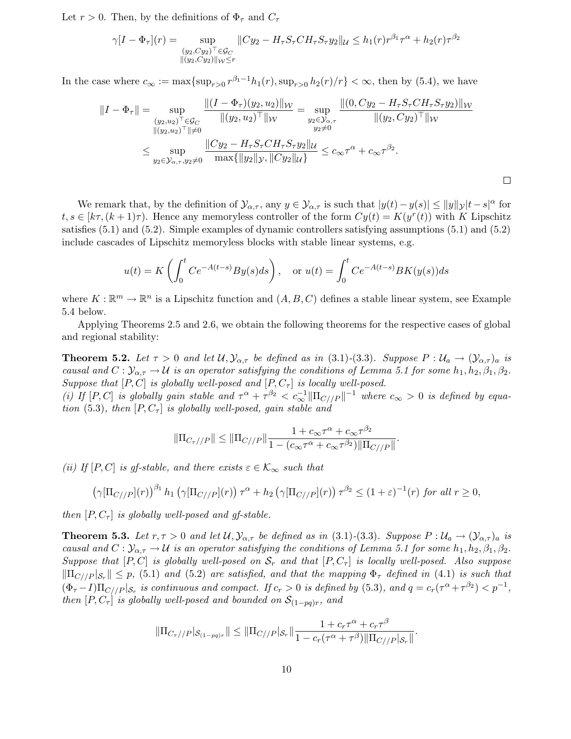Let $r > 0$. Then, by the definitions of $\Phi_\tau$ and $C_\tau$

$$\gamma[I - \Phi_\tau](r) = \sup_{\substack{(y_2, Cy_2)^\top \in \mathcal{G}_C \\ \|(y_2, Cy_2)\|_{\mathcal{W}} \le r}} \|Cy_2 - H_\tau S_\tau C H_\tau S_\tau y_2\|_{\mathcal{U}} \le h_1(r) r^{\beta_1} \tau^\alpha + h_2(r) \tau^{\beta_2}$$

In the case where $c_\infty := \max\{\sup_{r>0} r^{\beta_1 - 1} h_1(r), \sup_{r>0} h_2(r)/r\} < \infty$, then by (5.4), we have

$$\begin{aligned}
\|I - \Phi_\tau\| &= \sup_{\substack{(y_2, u_2)^\top \in \mathcal{G}_C \\ \|(y_2, u_2)^\top\| \ne 0}} \frac{\|(I - \Phi_\tau)(y_2, u_2)\|_{\mathcal{W}}}{\|(y_2, u_2)^\top\|_{\mathcal{W}}} = \sup_{\substack{y_2 \in \mathcal{Y}_{\alpha,\tau} \\ y_2 \ne 0}} \frac{\|(0, Cy_2 - H_\tau S_\tau C H_\tau S_\tau y_2)\|_{\mathcal{W}}}{\|(y_2, Cy_2)^\top\|_{\mathcal{W}}} \\
&\le \sup_{y_2 \in \mathcal{Y}_{\alpha,\tau}, y_2 \ne 0} \frac{\|Cy_2 - H_\tau S_\tau C H_\tau S_\tau y_2\|_{\mathcal{U}}}{\max\{\|y_2\|_{\mathcal{Y}}, \|Cy_2\|_{\mathcal{U}}\}} \le c_\infty \tau^\alpha + c_\infty \tau^{\beta_2}.
\end{aligned}$$

□

We remark that, by the definition of $\mathcal{Y}_{\alpha,\tau}$, any $y \in \mathcal{Y}_{\alpha,\tau}$ is such that $|y(t) - y(s)| \le \|y\|_{\mathcal{Y}} |t - s|^\alpha$ for $t, s \in [k\tau, (k+1)\tau)$. Hence any memoryless controller of the form $Cy(t) = K(y^r(t))$ with $K$ Lipschitz satisfies (5.1) and (5.2). Simple examples of dynamic controllers satisfying assumptions (5.1) and (5.2) include cascades of Lipschitz memoryless blocks with stable linear systems, e.g.

$$u(t) = K\left(\int_0^t C e^{-A(t-s)} B y(s) ds\right), \quad \text{or } u(t) = \int_0^t C e^{-A(t-s)} B K(y(s)) ds$$

where $K : \mathbb{R}^m \to \mathbb{R}^n$ is a Lipschitz function and $(A, B, C)$ defines a stable linear system, see Example 5.4 below.

Applying Theorems 2.5 and 2.6, we obtain the following theorems for the respective cases of global and regional stability:

**Theorem 5.2.** *Let $\tau > 0$ and let $\mathcal{U}, \mathcal{Y}_{\alpha,\tau}$ be defined as in (3.1)-(3.3). Suppose $P : \mathcal{U}_a \to (\mathcal{Y}_{\alpha,\tau})_a$ is causal and $C : \mathcal{Y}_{\alpha,\tau} \to \mathcal{U}$ is an operator satisfying the conditions of Lemma 5.1 for some $h_1, h_2, \beta_1, \beta_2$. Suppose that $[P, C]$ is globally well-posed and $[P, C_\tau]$ is locally well-posed.*
*(i) If $[P, C]$ is globally gain stable and $\tau^\alpha + \tau^{\beta_2} < c_\infty^{-1} \|\Pi_{C//P}\|^{-1}$ where $c_\infty > 0$ is defined by equation (5.3), then $[P, C_\tau]$ is globally well-posed, gain stable and*

$$\|\Pi_{C_\tau//P}\| \le \|\Pi_{C//P}\| \frac{1 + c_\infty \tau^\alpha + c_\infty \tau^{\beta_2}}{1 - (c_\infty \tau^\alpha + c_\infty \tau^{\beta_2}) \|\Pi_{C//P}\|}.$$

*(ii) If $[P, C]$ is gf-stable, and there exists $\varepsilon \in \mathcal{K}_\infty$ such that*

$$\left(\gamma[\Pi_{C//P}](r)\right)^{\beta_1} h_1\left(\gamma[\Pi_{C//P}](r)\right) \tau^\alpha + h_2\left(\gamma[\Pi_{C//P}](r)\right) \tau^{\beta_2} \le (1 + \varepsilon)^{-1}(r) \text{ for all } r \ge 0,$$

*then $[P, C_\tau]$ is globally well-posed and gf-stable.*

**Theorem 5.3.** *Let $r, \tau > 0$ and let $\mathcal{U}, \mathcal{Y}_{\alpha,\tau}$ be defined as in (3.1)-(3.3). Suppose $P : \mathcal{U}_a \to (\mathcal{Y}_{\alpha,\tau})_a$ is causal and $C : \mathcal{Y}_{\alpha,\tau} \to \mathcal{U}$ is an operator satisfying the conditions of Lemma 5.1 for some $h_1, h_2, \beta_1, \beta_2$. Suppose that $[P, C]$ is globally well-posed on $\mathcal{S}_r$ and that $[P, C_\tau]$ is locally well-posed. Also suppose $\|\Pi_{C//P}|_{\mathcal{S}_r}\| \le p$, (5.1) and (5.2) are satisfied, and that the mapping $\Phi_\tau$ defined in (4.1) is such that $(\Phi_\tau - I)\Pi_{C//P}|_{\mathcal{S}_r}$ is continuous and compact. If $c_r > 0$ is defined by (5.3), and $q = c_r(\tau^\alpha + \tau^{\beta_2}) < p^{-1}$, then $[P, C_\tau]$ is globally well-posed and bounded on $\mathcal{S}_{(1-pq)r}$, and*

$$\|\Pi_{C_\tau//P}|_{\mathcal{S}_{(1-pq)r}}\| \le \|\Pi_{C//P}|_{\mathcal{S}_r}\| \frac{1 + c_r \tau^\alpha + c_r \tau^\beta}{1 - c_r(\tau^\alpha + \tau^\beta) \|\Pi_{C//P}|_{\mathcal{S}_r}\|}.$$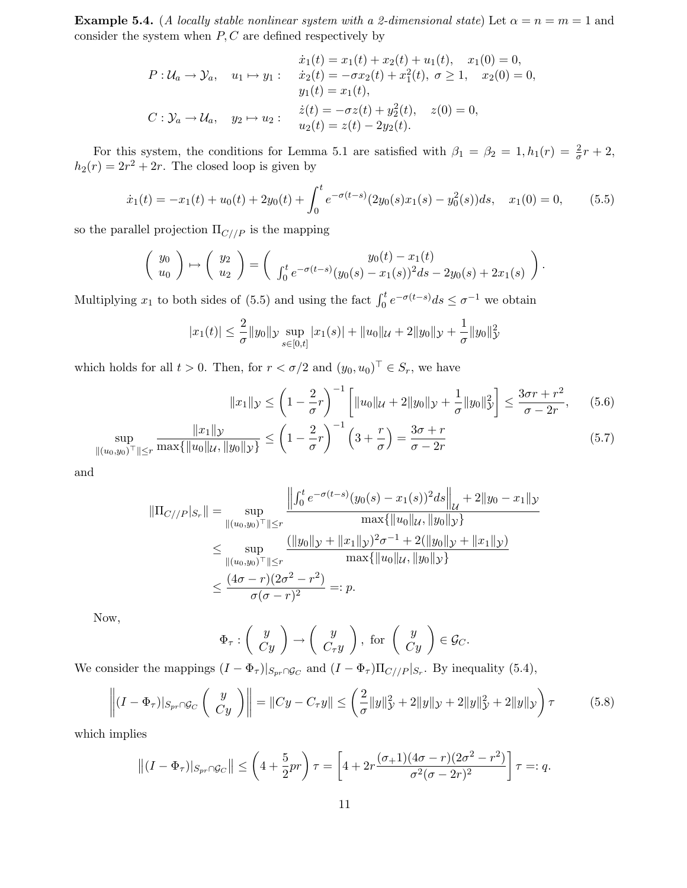**Example 5.4.** *(A locally stable nonlinear system with a 2-dimensional state)* Let $\alpha = n = m = 1$ and consider the system when $P, C$ are defined respectively by

$$
P : \mathcal{U}_a \to \mathcal{Y}_a, \quad u_1 \mapsto y_1 : \quad \begin{array}{l} \dot{x}_1(t) = x_1(t) + x_2(t) + u_1(t), \quad x_1(0) = 0, \\ \dot{x}_2(t) = -\sigma x_2(t) + x_1^2(t), \ \sigma \geq 1, \quad x_2(0) = 0, \\ y_1(t) = x_1(t), \end{array}
$$

$$
C : \mathcal{Y}_a \to \mathcal{U}_a, \quad y_2 \mapsto u_2 : \quad \begin{array}{l} \dot{z}(t) = -\sigma z(t) + y_2^2(t), \quad z(0) = 0, \\ u_2(t) = z(t) - 2y_2(t). \end{array}
$$

For this system, the conditions for Lemma 5.1 are satisfied with $\beta_1 = \beta_2 = 1, h_1(r) = \frac{2}{\sigma}r + 2$, $h_2(r) = 2r^2 + 2r$. The closed loop is given by

$$
\dot{x}_1(t) = -x_1(t) + u_0(t) + 2y_0(t) + \int_0^t e^{-\sigma(t-s)}(2y_0(s)x_1(s) - y_0^2(s))ds, \quad x_1(0) = 0, \tag{5.5}
$$

so the parallel projection $\Pi_{C//P}$ is the mapping

$$
\begin{pmatrix} y_0 \\ u_0 \end{pmatrix} \mapsto \begin{pmatrix} y_2 \\ u_2 \end{pmatrix} = \begin{pmatrix} y_0(t) - x_1(t) \\ \int_0^t e^{-\sigma(t-s)}(y_0(s) - x_1(s))^2 ds - 2y_0(s) + 2x_1(s) \end{pmatrix}.
$$

Multiplying $x_1$ to both sides of (5.5) and using the fact $\int_0^t e^{-\sigma(t-s)}ds \leq \sigma^{-1}$ we obtain

$$
|x_1(t)| \leq \frac{2}{\sigma}\|y_0\|_{\mathcal{Y}} \sup_{s\in[0,t]} |x_1(s)| + \|u_0\|_{\mathcal{U}} + 2\|y_0\|_{\mathcal{Y}} + \frac{1}{\sigma}\|y_0\|_{\mathcal{Y}}^2
$$

which holds for all $t > 0$. Then, for $r < \sigma/2$ and $(y_0, u_0)^\top \in S_r$, we have

$$
\|x_1\|_{\mathcal{Y}} \leq \left(1 - \frac{2}{\sigma}r\right)^{-1}\left[\|u_0\|_{\mathcal{U}} + 2\|y_0\|_{\mathcal{Y}} + \frac{1}{\sigma}\|y_0\|_{\mathcal{Y}}^2\right] \leq \frac{3\sigma r + r^2}{\sigma - 2r}, \tag{5.6}
$$

$$
\sup_{\|(u_0,y_0)^\top\|\leq r} \frac{\|x_1\|_{\mathcal{Y}}}{\max\{\|u_0\|_{\mathcal{U}}, \|y_0\|_{\mathcal{Y}}\}} \leq \left(1 - \frac{2}{\sigma}r\right)^{-1}\left(3 + \frac{r}{\sigma}\right) = \frac{3\sigma + r}{\sigma - 2r} \tag{5.7}
$$

and

$$
\begin{aligned}
\|\Pi_{C//P}|_{S_r}\| &= \sup_{\|(u_0,y_0)^\top\|\leq r} \frac{\left\|\int_0^t e^{-\sigma(t-s)}(y_0(s) - x_1(s))^2 ds\right\|_{\mathcal{U}} + 2\|y_0 - x_1\|_{\mathcal{Y}}}{\max\{\|u_0\|_{\mathcal{U}}, \|y_0\|_{\mathcal{Y}}\}} \\
&\leq \sup_{\|(u_0,y_0)^\top\|\leq r} \frac{(\|y_0\|_{\mathcal{Y}} + \|x_1\|_{\mathcal{Y}})^2\sigma^{-1} + 2(\|y_0\|_{\mathcal{Y}} + \|x_1\|_{\mathcal{Y}})}{\max\{\|u_0\|_{\mathcal{U}}, \|y_0\|_{\mathcal{Y}}\}} \\
&\leq \frac{(4\sigma - r)(2\sigma^2 - r^2)}{\sigma(\sigma - r)^2} =: p.
\end{aligned}
$$

Now,

$$
\Phi_\tau : \begin{pmatrix} y \\ Cy \end{pmatrix} \to \begin{pmatrix} y \\ C_\tau y \end{pmatrix}, \text{ for } \begin{pmatrix} y \\ Cy \end{pmatrix} \in \mathcal{G}_C.
$$

We consider the mappings $(I - \Phi_\tau)|_{S_{pr}\cap\mathcal{G}_C}$ and $(I - \Phi_\tau)\Pi_{C//P}|_{S_r}$. By inequality (5.4),

$$
\left\|(I - \Phi_\tau)|_{S_{pr}\cap\mathcal{G}_C}\begin{pmatrix} y \\ Cy \end{pmatrix}\right\| = \|Cy - C_\tau y\| \leq \left(\frac{2}{\sigma}\|y\|_{\mathcal{Y}}^2 + 2\|y\|_{\mathcal{Y}} + 2\|y\|_{\mathcal{Y}}^2 + 2\|y\|_{\mathcal{Y}}\right)\tau \tag{5.8}
$$

which implies

$$
\left\|(I - \Phi_\tau)|_{S_{pr}\cap\mathcal{G}_C}\right\| \leq \left(4 + \frac{5}{2}pr\right)\tau = \left[4 + 2r\frac{(\sigma_+1)(4\sigma - r)(2\sigma^2 - r^2)}{\sigma^2(\sigma - 2r)^2}\right]\tau =: q.
$$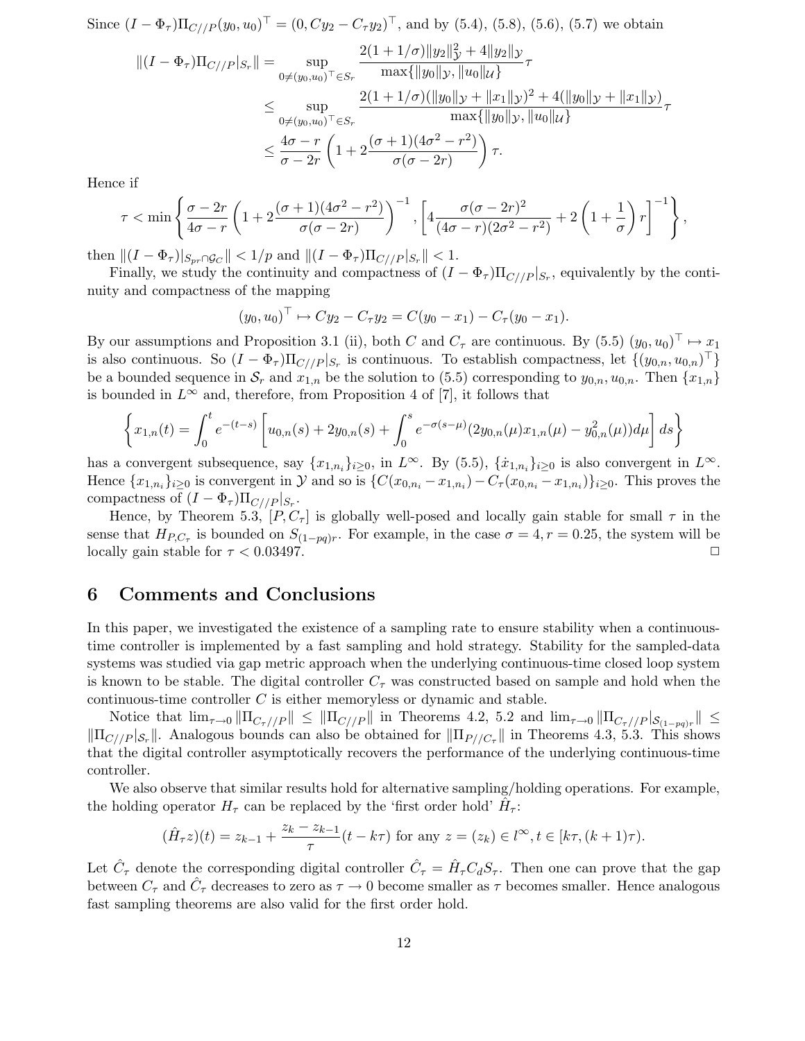Since $(I - \Phi_\tau)\Pi_{C//P}(y_0, u_0)^\top = (0, Cy_2 - C_\tau y_2)^\top$, and by (5.4), (5.8), (5.6), (5.7) we obtain

$$
\begin{aligned}
\|(I-\Phi_\tau)\Pi_{C//P}|_{S_r}\| &= \sup_{0\neq (y_0,u_0)^\top \in S_r} \frac{2(1+1/\sigma)\|y_2\|_{\mathcal{Y}}^2 + 4\|y_2\|_{\mathcal{Y}}}{\max\{\|y_0\|_{\mathcal{Y}}, \|u_0\|_{\mathcal{U}}\}}\tau \\
&\leq \sup_{0\neq (y_0,u_0)^\top \in S_r} \frac{2(1+1/\sigma)(\|y_0\|_{\mathcal{Y}} + \|x_1\|_{\mathcal{Y}})^2 + 4(\|y_0\|_{\mathcal{Y}} + \|x_1\|_{\mathcal{Y}})}{\max\{\|y_0\|_{\mathcal{Y}}, \|u_0\|_{\mathcal{U}}\}}\tau \\
&\leq \frac{4\sigma - r}{\sigma - 2r}\left(1 + 2\frac{(\sigma+1)(4\sigma^2 - r^2)}{\sigma(\sigma-2r)}\right)\tau.
\end{aligned}
$$

Hence if

$$
\tau < \min\left\{ \frac{\sigma - 2r}{4\sigma - r}\left(1 + 2\frac{(\sigma+1)(4\sigma^2-r^2)}{\sigma(\sigma-2r)}\right)^{-1}, \left[4\frac{\sigma(\sigma-2r)^2}{(4\sigma-r)(2\sigma^2-r^2)} + 2\left(1+\frac{1}{\sigma}\right)r\right]^{-1}\right\},
$$

then $\|(I-\Phi_\tau)|_{S_{pr}\cap \mathcal{G}_C}\| < 1/p$ and $\|(I-\Phi_\tau)\Pi_{C//P}|_{S_r}\| < 1$.

Finally, we study the continuity and compactness of $(I-\Phi_\tau)\Pi_{C//P}|_{S_r}$, equivalently by the continuity and compactness of the mapping

$$
(y_0, u_0)^\top \mapsto Cy_2 - C_\tau y_2 = C(y_0 - x_1) - C_\tau(y_0 - x_1).
$$

By our assumptions and Proposition 3.1 (ii), both $C$ and $C_\tau$ are continuous. By (5.5) $(y_0, u_0)^\top \mapsto x_1$ is also continuous. So $(I-\Phi_\tau)\Pi_{C//P}|_{S_r}$ is continuous. To establish compactness, let $\{(y_{0,n}, u_{0,n})^\top\}$ be a bounded sequence in $\mathcal{S}_r$ and $x_{1,n}$ be the solution to (5.5) corresponding to $y_{0,n}, u_{0,n}$. Then $\{x_{1,n}\}$ is bounded in $L^\infty$ and, therefore, from Proposition 4 of [7], it follows that

$$
\left\{ x_{1,n}(t) = \int_0^t e^{-(t-s)}\left[u_{0,n}(s) + 2y_{0,n}(s) + \int_0^s e^{-\sigma(s-\mu)}(2y_{0,n}(\mu)x_{1,n}(\mu) - y_{0,n}^2(\mu))d\mu\right]ds \right\}
$$

has a convergent subsequence, say $\{x_{1,n_i}\}_{i\geq 0}$, in $L^\infty$. By (5.5), $\{\dot{x}_{1,n_i}\}_{i\geq 0}$ is also convergent in $L^\infty$. Hence $\{x_{1,n_i}\}_{i\geq 0}$ is convergent in $\mathcal{Y}$ and so is $\{C(x_{0,n_i} - x_{1,n_i}) - C_\tau(x_{0,n_i} - x_{1,n_i})\}_{i\geq 0}$. This proves the compactness of $(I-\Phi_\tau)\Pi_{C//P}|_{S_r}$.

Hence, by Theorem 5.3, $[P, C_\tau]$ is globally well-posed and locally gain stable for small $\tau$ in the sense that $H_{P,C_\tau}$ is bounded on $S_{(1-pq)r}$. For example, in the case $\sigma = 4, r = 0.25$, the system will be locally gain stable for $\tau < 0.03497$. $\square$

## 6 Comments and Conclusions

In this paper, we investigated the existence of a sampling rate to ensure stability when a continuous-time controller is implemented by a fast sampling and hold strategy. Stability for the sampled-data systems was studied via gap metric approach when the underlying continuous-time closed loop system is known to be stable. The digital controller $C_\tau$ was constructed based on sample and hold when the continuous-time controller $C$ is either memoryless or dynamic and stable.

Notice that $\lim_{\tau\to 0}\|\Pi_{C_\tau//P}\| \leq \|\Pi_{C//P}\|$ in Theorems 4.2, 5.2 and $\lim_{\tau\to 0}\|\Pi_{C_\tau//P}|_{\mathcal{S}_{(1-pq)r}}\| \leq \|\Pi_{C//P}|_{\mathcal{S}_r}\|$. Analogous bounds can also be obtained for $\|\Pi_{P//C_\tau}\|$ in Theorems 4.3, 5.3. This shows that the digital controller asymptotically recovers the performance of the underlying continuous-time controller.

We also observe that similar results hold for alternative sampling/holding operations. For example, the holding operator $H_\tau$ can be replaced by the 'first order hold' $\hat{H}_\tau$:

$$
(\hat{H}_\tau z)(t) = z_{k-1} + \frac{z_k - z_{k-1}}{\tau}(t - k\tau) \text{ for any } z = (z_k) \in l^\infty, t \in [k\tau, (k+1)\tau).
$$

Let $\hat{C}_\tau$ denote the corresponding digital controller $\hat{C}_\tau = \hat{H}_\tau C_d S_\tau$. Then one can prove that the gap between $C_\tau$ and $\hat{C}_\tau$ decreases to zero as $\tau \to 0$ become smaller as $\tau$ becomes smaller. Hence analogous fast sampling theorems are also valid for the first order hold.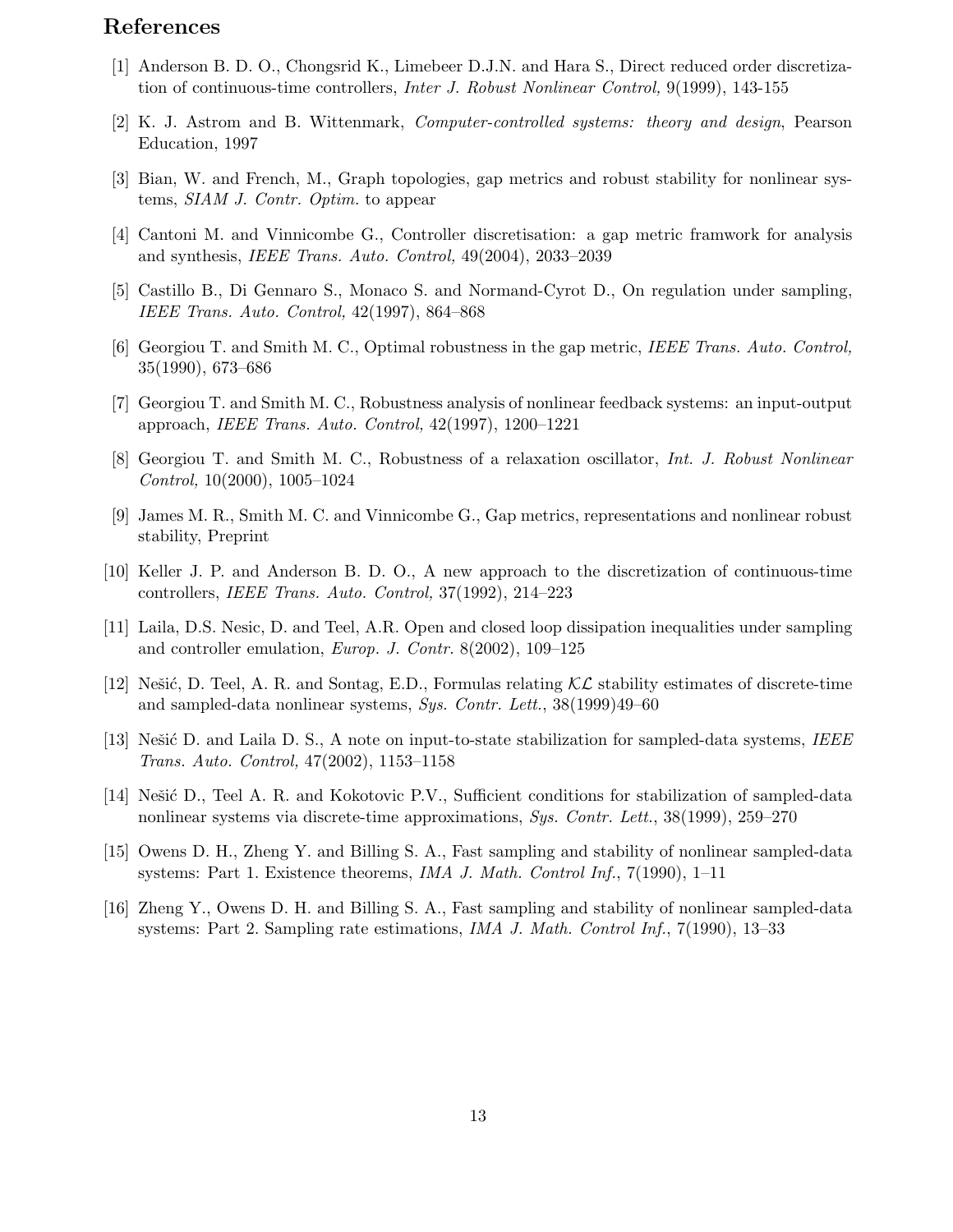## References

[1] Anderson B. D. O., Chongsrid K., Limebeer D.J.N. and Hara S., Direct reduced order discretization of continuous-time controllers, *Inter J. Robust Nonlinear Control,* 9(1999), 143-155

[2] K. J. Astrom and B. Wittenmark, *Computer-controlled systems: theory and design*, Pearson Education, 1997

[3] Bian, W. and French, M., Graph topologies, gap metrics and robust stability for nonlinear systems, *SIAM J. Contr. Optim.* to appear

[4] Cantoni M. and Vinnicombe G., Controller discretisation: a gap metric framwork for analysis and synthesis, *IEEE Trans. Auto. Control,* 49(2004), 2033–2039

[5] Castillo B., Di Gennaro S., Monaco S. and Normand-Cyrot D., On regulation under sampling, *IEEE Trans. Auto. Control,* 42(1997), 864–868

[6] Georgiou T. and Smith M. C., Optimal robustness in the gap metric, *IEEE Trans. Auto. Control,* 35(1990), 673–686

[7] Georgiou T. and Smith M. C., Robustness analysis of nonlinear feedback systems: an input-output approach, *IEEE Trans. Auto. Control,* 42(1997), 1200–1221

[8] Georgiou T. and Smith M. C., Robustness of a relaxation oscillator, *Int. J. Robust Nonlinear Control,* 10(2000), 1005–1024

[9] James M. R., Smith M. C. and Vinnicombe G., Gap metrics, representations and nonlinear robust stability, Preprint

[10] Keller J. P. and Anderson B. D. O., A new approach to the discretization of continuous-time controllers, *IEEE Trans. Auto. Control,* 37(1992), 214–223

[11] Laila, D.S. Nesic, D. and Teel, A.R. Open and closed loop dissipation inequalities under sampling and controller emulation, *Europ. J. Contr.* 8(2002), 109–125

[12] Nešić, D. Teel, A. R. and Sontag, E.D., Formulas relating $\mathcal{KL}$ stability estimates of discrete-time and sampled-data nonlinear systems, *Sys. Contr. Lett.*, 38(1999)49–60

[13] Nešić D. and Laila D. S., A note on input-to-state stabilization for sampled-data systems, *IEEE Trans. Auto. Control,* 47(2002), 1153–1158

[14] Nešić D., Teel A. R. and Kokotovic P.V., Sufficient conditions for stabilization of sampled-data nonlinear systems via discrete-time approximations, *Sys. Contr. Lett.*, 38(1999), 259–270

[15] Owens D. H., Zheng Y. and Billing S. A., Fast sampling and stability of nonlinear sampled-data systems: Part 1. Existence theorems, *IMA J. Math. Control Inf.*, 7(1990), 1–11

[16] Zheng Y., Owens D. H. and Billing S. A., Fast sampling and stability of nonlinear sampled-data systems: Part 2. Sampling rate estimations, *IMA J. Math. Control Inf.*, 7(1990), 13–33